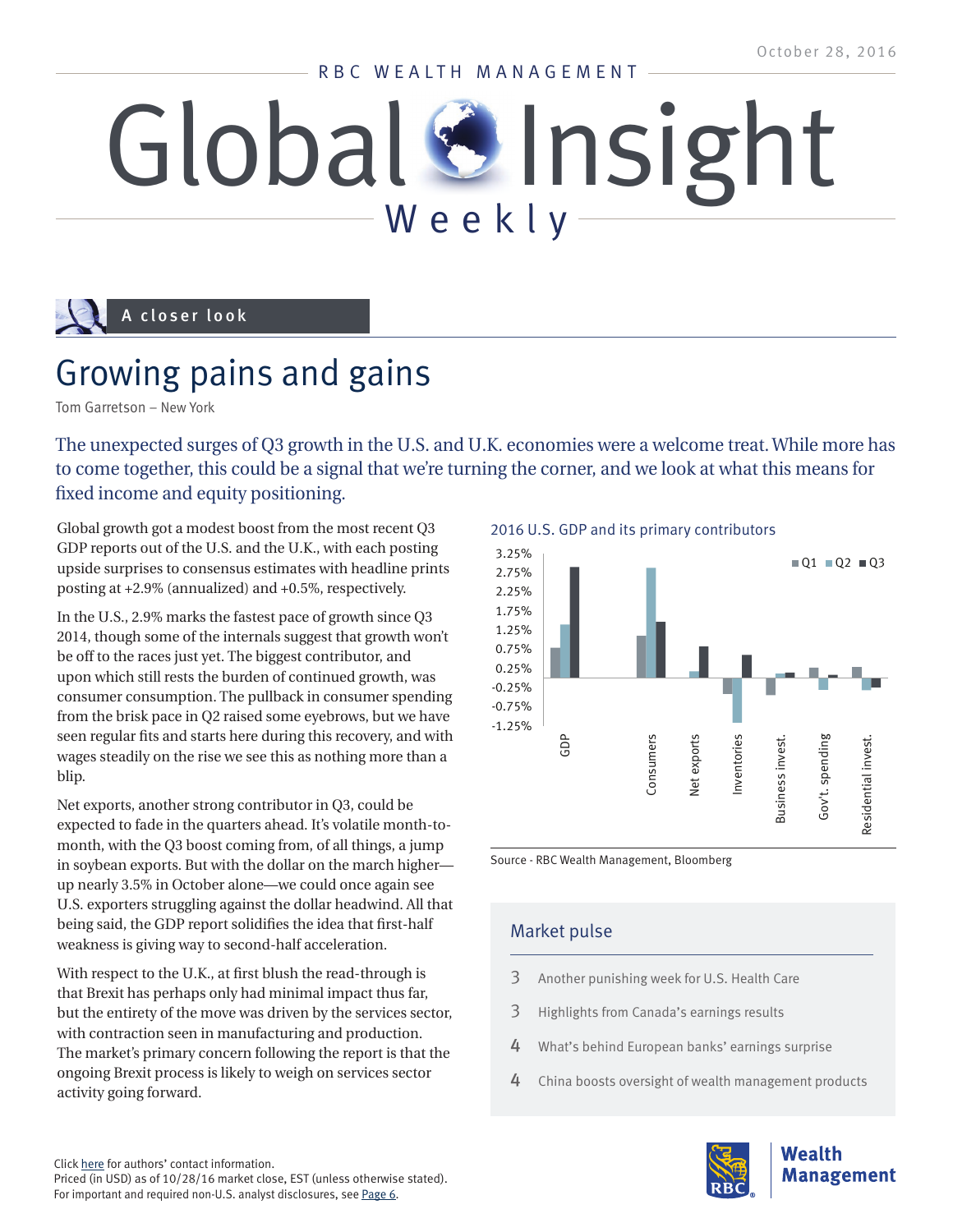October 28, 2016

RBC WEALTH MANAGEMENT

# Global Insight Weekly

A closer look

## Growing pains and gains

Tom Garretson – New York

The unexpected surges of Q3 growth in the U.S. and U.K. economies were a welcome treat. While more has to come together, this could be a signal that we're turning the corner, and we look at what this means for fixed income and equity positioning.

Global growth got a modest boost from the most recent Q3 GDP reports out of the U.S. and the U.K., with each posting upside surprises to consensus estimates with headline prints posting at +2.9% (annualized) and +0.5%, respectively.

In the U.S., 2.9% marks the fastest pace of growth since Q3 2014, though some of the internals suggest that growth won't be off to the races just yet. The biggest contributor, and upon which still rests the burden of continued growth, was consumer consumption. The pullback in consumer spending from the brisk pace in Q2 raised some eyebrows, but we have seen regular fits and starts here during this recovery, and with wages steadily on the rise we see this as nothing more than a blip.

Net exports, another strong contributor in Q3, could be expected to fade in the quarters ahead. It's volatile month-to-month, with the Q3 boost coming from, of all things, a jump in soybean exports. But with the dollar on the march higher—up nearly 3.5% in October alone—we could once again see U.S. exporters struggling against the dollar headwind. All that being said, the GDP report solidifies the idea that first-half weakness is giving way to second-half acceleration.

With respect to the U.K., at first blush the read-through is that Brexit has perhaps only had minimal impact thus far, but the entirety of the move was driven by the services sector, with contraction seen in manufacturing and production. The market's primary concern following the report is that the ongoing Brexit process is likely to weigh on services sector activity going forward.

2016 U.S. GDP and its primary contributors

Chart legend: Q1, Q2, Q3. Y-axis: -1.25% to 3.25%. Categories: GDP, Consumers, Net exports, Inventories, Business invest., Gov't. spending, Residential invest.

Source - RBC Wealth Management, Bloomberg

### Market pulse

- 3 Another punishing week for U.S. Health Care
- 3 Highlights from Canada's earnings results
- 4 What's behind European banks' earnings surprise
- 4 China boosts oversight of wealth management products

Click here for authors' contact information.
Priced (in USD) as of 10/28/16 market close, EST (unless otherwise stated).
For important and required non-U.S. analyst disclosures, see Page 6.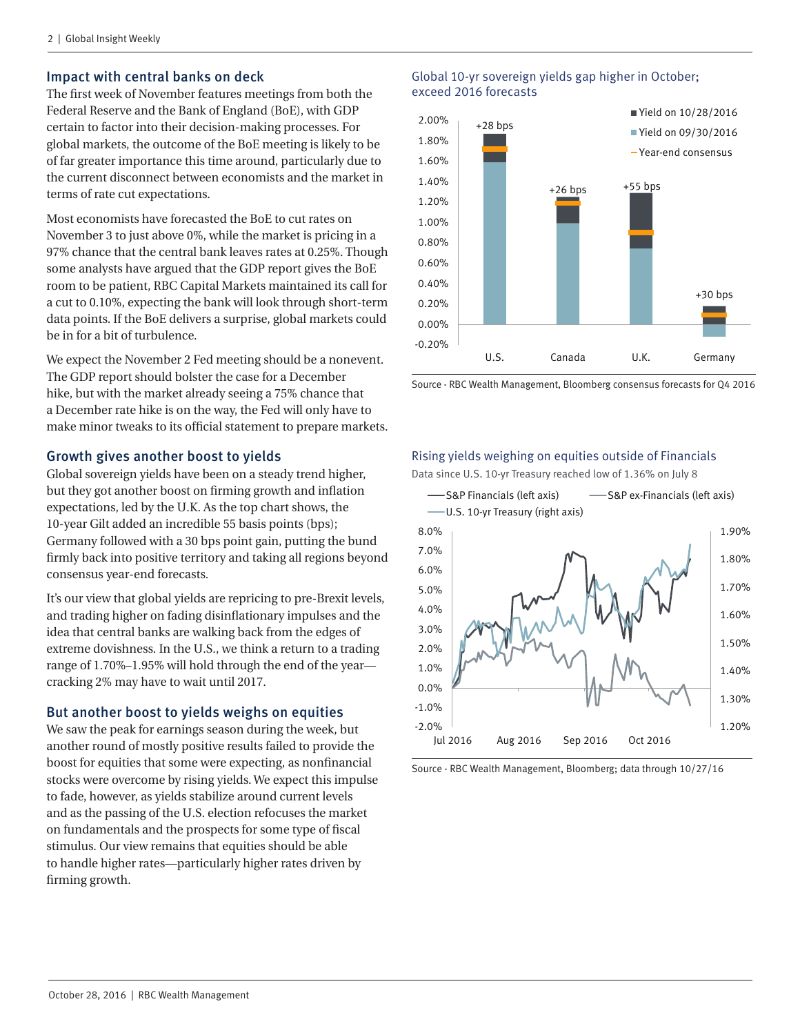## Impact with central banks on deck

The first week of November features meetings from both the Federal Reserve and the Bank of England (BoE), with GDP certain to factor into their decision-making processes. For global markets, the outcome of the BoE meeting is likely to be of far greater importance this time around, particularly due to the current disconnect between economists and the market in terms of rate cut expectations.

Most economists have forecasted the BoE to cut rates on November 3 to just above 0%, while the market is pricing in a 97% chance that the central bank leaves rates at 0.25%. Though some analysts have argued that the GDP report gives the BoE room to be patient, RBC Capital Markets maintained its call for a cut to 0.10%, expecting the bank will look through short-term data points. If the BoE delivers a surprise, global markets could be in for a bit of turbulence.

We expect the November 2 Fed meeting should be a nonevent. The GDP report should bolster the case for a December hike, but with the market already seeing a 75% chance that a December rate hike is on the way, the Fed will only have to make minor tweaks to its official statement to prepare markets.

## Growth gives another boost to yields

Global sovereign yields have been on a steady trend higher, but they got another boost on firming growth and inflation expectations, led by the U.K. As the top chart shows, the 10-year Gilt added an incredible 55 basis points (bps); Germany followed with a 30 bps point gain, putting the bund firmly back into positive territory and taking all regions beyond consensus year-end forecasts.

It's our view that global yields are repricing to pre-Brexit levels, and trading higher on fading disinflationary impulses and the idea that central banks are walking back from the edges of extreme dovishness. In the U.S., we think a return to a trading range of 1.70%–1.95% will hold through the end of the year—cracking 2% may have to wait until 2017.

## But another boost to yields weighs on equities

We saw the peak for earnings season during the week, but another round of mostly positive results failed to provide the boost for equities that some were expecting, as nonfinancial stocks were overcome by rising yields. We expect this impulse to fade, however, as yields stabilize around current levels and as the passing of the U.S. election refocuses the market on fundamentals and the prospects for some type of fiscal stimulus. Our view remains that equities should be able to handle higher rates—particularly higher rates driven by firming growth.

### Global 10-yr sovereign yields gap higher in October; exceed 2016 forecasts

| | U.S. | Canada | U.K. | Germany |
|---|---|---|---|---|
| Change (Yield on 09/30/2016 to 10/28/2016) | +28 bps | +26 bps | +55 bps | +30 bps |

Legend: Yield on 10/28/2016; Yield on 09/30/2016; Year-end consensus

Source - RBC Wealth Management, Bloomberg consensus forecasts for Q4 2016

### Rising yields weighing on equities outside of Financials

Data since U.S. 10-yr Treasury reached low of 1.36% on July 8

Legend: S&P Financials (left axis); S&P ex-Financials (left axis); U.S. 10-yr Treasury (right axis)

Source - RBC Wealth Management, Bloomberg; data through 10/27/16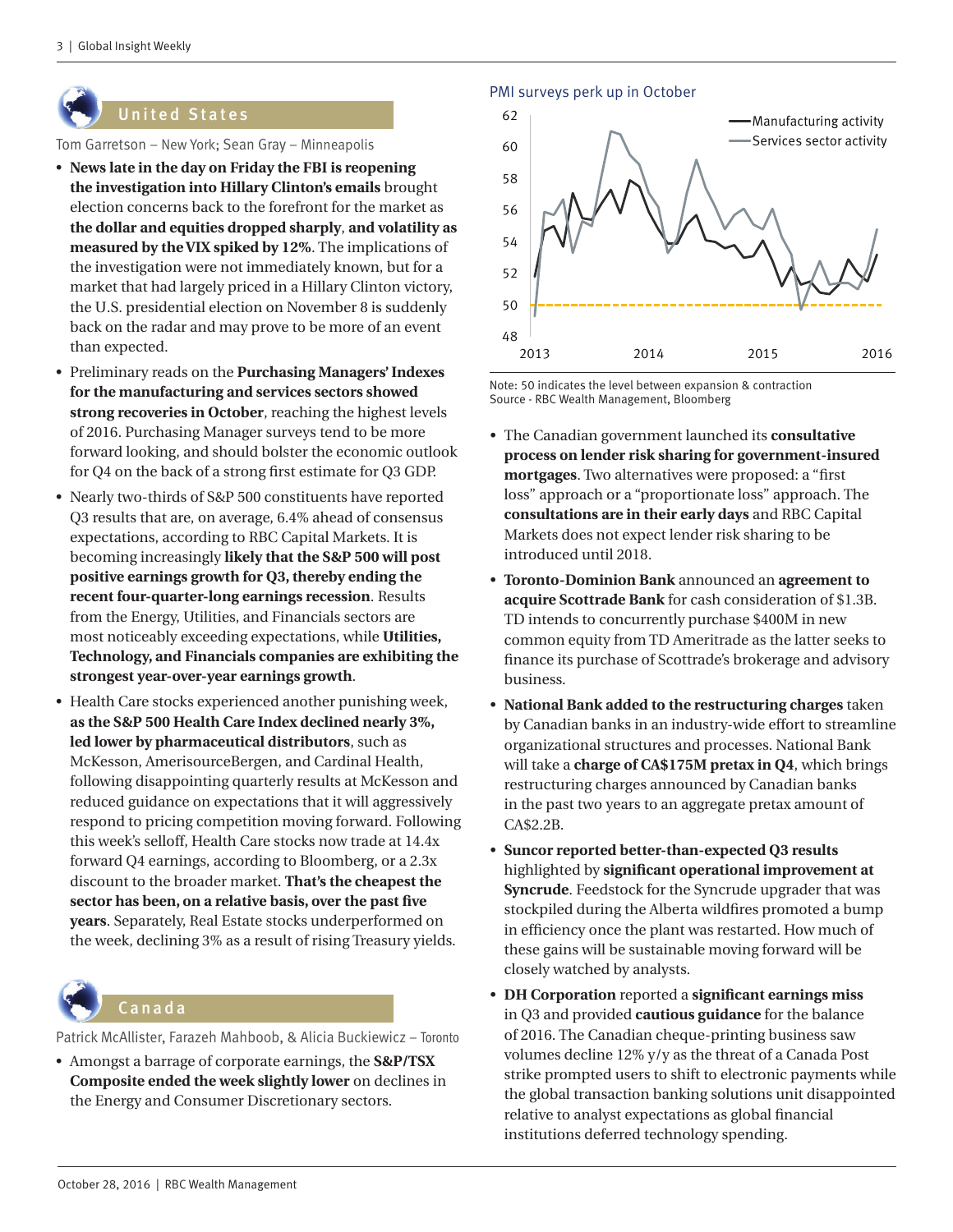## United States

Tom Garretson – New York; Sean Gray – Minneapolis

- **News late in the day on Friday the FBI is reopening the investigation into Hillary Clinton's emails** brought election concerns back to the forefront for the market as **the dollar and equities dropped sharply**, **and volatility as measured by the VIX spiked by 12%**. The implications of the investigation were not immediately known, but for a market that had largely priced in a Hillary Clinton victory, the U.S. presidential election on November 8 is suddenly back on the radar and may prove to be more of an event than expected.
- Preliminary reads on the **Purchasing Managers' Indexes for the manufacturing and services sectors showed strong recoveries in October**, reaching the highest levels of 2016. Purchasing Manager surveys tend to be more forward looking, and should bolster the economic outlook for Q4 on the back of a strong first estimate for Q3 GDP.
- Nearly two-thirds of S&P 500 constituents have reported Q3 results that are, on average, 6.4% ahead of consensus expectations, according to RBC Capital Markets. It is becoming increasingly **likely that the S&P 500 will post positive earnings growth for Q3, thereby ending the recent four-quarter-long earnings recession**. Results from the Energy, Utilities, and Financials sectors are most noticeably exceeding expectations, while **Utilities, Technology, and Financials companies are exhibiting the strongest year-over-year earnings growth**.
- Health Care stocks experienced another punishing week, **as the S&P 500 Health Care Index declined nearly 3%, led lower by pharmaceutical distributors**, such as McKesson, AmerisourceBergen, and Cardinal Health, following disappointing quarterly results at McKesson and reduced guidance on expectations that it will aggressively respond to pricing competition moving forward. Following this week's selloff, Health Care stocks now trade at 14.4x forward Q4 earnings, according to Bloomberg, or a 2.3x discount to the broader market. **That's the cheapest the sector has been, on a relative basis, over the past five years**. Separately, Real Estate stocks underperformed on the week, declining 3% as a result of rising Treasury yields.

**PMI surveys perk up in October**

Note: 50 indicates the level between expansion & contraction
Source - RBC Wealth Management, Bloomberg

## Canada

Patrick McAllister, Farazeh Mahboob, & Alicia Buckiewicz – Toronto

- Amongst a barrage of corporate earnings, the **S&P/TSX Composite ended the week slightly lower** on declines in the Energy and Consumer Discretionary sectors.
- The Canadian government launched its **consultative process on lender risk sharing for government-insured mortgages**. Two alternatives were proposed: a "first loss" approach or a "proportionate loss" approach. The **consultations are in their early days** and RBC Capital Markets does not expect lender risk sharing to be introduced until 2018.
- **Toronto-Dominion Bank** announced an **agreement to acquire Scottrade Bank** for cash consideration of $1.3B. TD intends to concurrently purchase $400M in new common equity from TD Ameritrade as the latter seeks to finance its purchase of Scottrade's brokerage and advisory business.
- **National Bank added to the restructuring charges** taken by Canadian banks in an industry-wide effort to streamline organizational structures and processes. National Bank will take a **charge of CA$175M pretax in Q4**, which brings restructuring charges announced by Canadian banks in the past two years to an aggregate pretax amount of CA$2.2B.
- **Suncor reported better-than-expected Q3 results** highlighted by **significant operational improvement at Syncrude**. Feedstock for the Syncrude upgrader that was stockpiled during the Alberta wildfires promoted a bump in efficiency once the plant was restarted. How much of these gains will be sustainable moving forward will be closely watched by analysts.
- **DH Corporation** reported a **significant earnings miss** in Q3 and provided **cautious guidance** for the balance of 2016. The Canadian cheque-printing business saw volumes decline 12% y/y as the threat of a Canada Post strike prompted users to shift to electronic payments while the global transaction banking solutions unit disappointed relative to analyst expectations as global financial institutions deferred technology spending.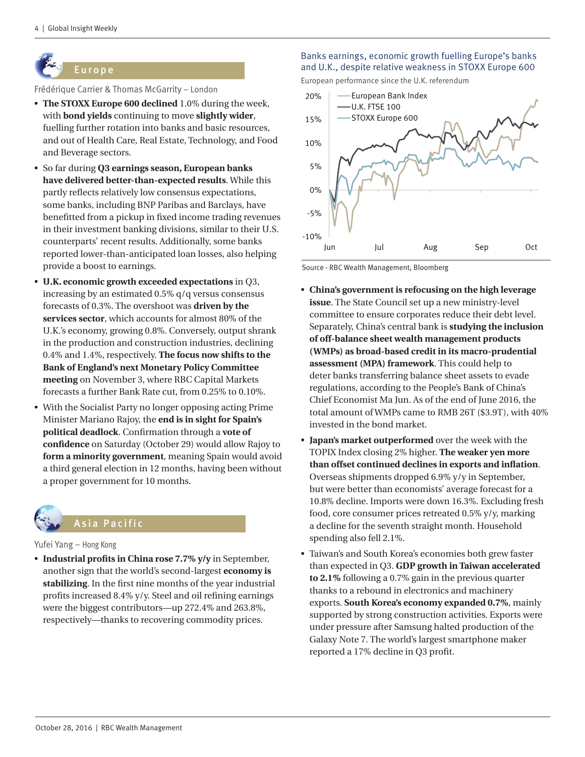## Europe

Frédérique Carrier & Thomas McGarrity – London

- **The STOXX Europe 600 declined** 1.0% during the week, with **bond yields** continuing to move **slightly wider**, fuelling further rotation into banks and basic resources, and out of Health Care, Real Estate, Technology, and Food and Beverage sectors.
- So far during **Q3 earnings season, European banks have delivered better-than-expected results**. While this partly reflects relatively low consensus expectations, some banks, including BNP Paribas and Barclays, have benefitted from a pickup in fixed income trading revenues in their investment banking divisions, similar to their U.S. counterparts' recent results. Additionally, some banks reported lower-than-anticipated loan losses, also helping provide a boost to earnings.
- **U.K. economic growth exceeded expectations** in Q3, increasing by an estimated 0.5% q/q versus consensus forecasts of 0.3%. The overshoot was **driven by the services sector**, which accounts for almost 80% of the U.K.'s economy, growing 0.8%. Conversely, output shrank in the production and construction industries, declining 0.4% and 1.4%, respectively. **The focus now shifts to the Bank of England's next Monetary Policy Committee meeting** on November 3, where RBC Capital Markets forecasts a further Bank Rate cut, from 0.25% to 0.10%.
- With the Socialist Party no longer opposing acting Prime Minister Mariano Rajoy, the **end is in sight for Spain's political deadlock**. Confirmation through a **vote of confidence** on Saturday (October 29) would allow Rajoy to **form a minority government**, meaning Spain would avoid a third general election in 12 months, having been without a proper government for 10 months.

Banks earnings, economic growth fuelling Europe's banks and U.K., despite relative weakness in STOXX Europe 600

European performance since the U.K. referendum

Source - RBC Wealth Management, Bloomberg

## Asia Pacific

Yufei Yang – Hong Kong

- **Industrial profits in China rose 7.7% y/y** in September, another sign that the world's second-largest **economy is stabilizing**. In the first nine months of the year industrial profits increased 8.4% y/y. Steel and oil refining earnings were the biggest contributors—up 272.4% and 263.8%, respectively—thanks to recovering commodity prices.
- **China's government is refocusing on the high leverage issue**. The State Council set up a new ministry-level committee to ensure corporates reduce their debt level. Separately, China's central bank is **studying the inclusion of off-balance sheet wealth management products (WMPs) as broad-based credit in its macro-prudential assessment (MPA) framework**. This could help to deter banks transferring balance sheet assets to evade regulations, according to the People's Bank of China's Chief Economist Ma Jun. As of the end of June 2016, the total amount of WMPs came to RMB 26T ($3.9T), with 40% invested in the bond market.
- **Japan's market outperformed** over the week with the TOPIX Index closing 2% higher. **The weaker yen more than offset continued declines in exports and inflation**. Overseas shipments dropped 6.9% y/y in September, but were better than economists' average forecast for a 10.8% decline. Imports were down 16.3%. Excluding fresh food, core consumer prices retreated 0.5% y/y, marking a decline for the seventh straight month. Household spending also fell 2.1%.
- Taiwan's and South Korea's economies both grew faster than expected in Q3. **GDP growth in Taiwan accelerated to 2.1%** following a 0.7% gain in the previous quarter thanks to a rebound in electronics and machinery exports. **South Korea's economy expanded 0.7%**, mainly supported by strong construction activities. Exports were under pressure after Samsung halted production of the Galaxy Note 7. The world's largest smartphone maker reported a 17% decline in Q3 profit.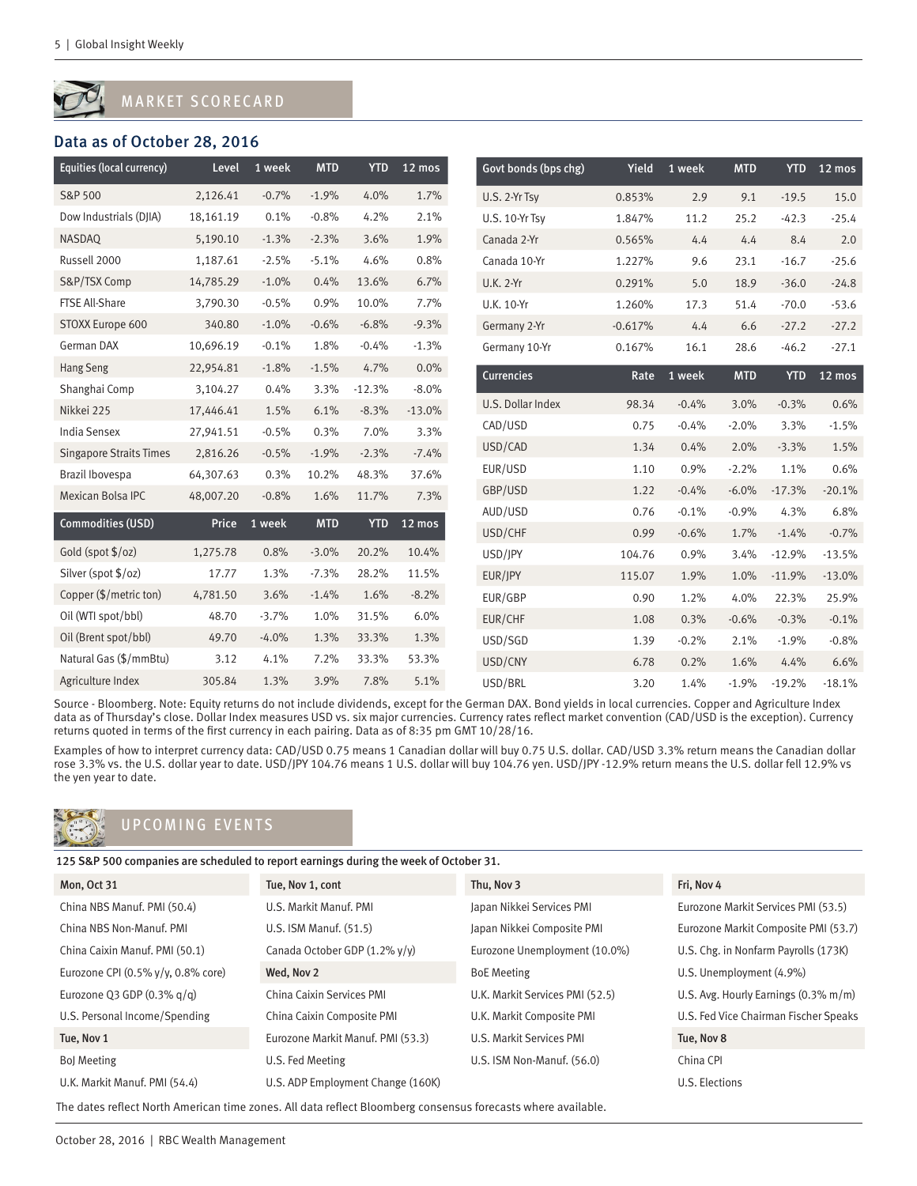## MARKET SCORECARD

### Data as of October 28, 2016

| Equities (local currency) | Level | 1 week | MTD | YTD | 12 mos |
|---|---|---|---|---|---|
| S&P 500 | 2,126.41 | -0.7% | -1.9% | 4.0% | 1.7% |
| Dow Industrials (DJIA) | 18,161.19 | 0.1% | -0.8% | 4.2% | 2.1% |
| NASDAQ | 5,190.10 | -1.3% | -2.3% | 3.6% | 1.9% |
| Russell 2000 | 1,187.61 | -2.5% | -5.1% | 4.6% | 0.8% |
| S&P/TSX Comp | 14,785.29 | -1.0% | 0.4% | 13.6% | 6.7% |
| FTSE All-Share | 3,790.30 | -0.5% | 0.9% | 10.0% | 7.7% |
| STOXX Europe 600 | 340.80 | -1.0% | -0.6% | -6.8% | -9.3% |
| German DAX | 10,696.19 | -0.1% | 1.8% | -0.4% | -1.3% |
| Hang Seng | 22,954.81 | -1.8% | -1.5% | 4.7% | 0.0% |
| Shanghai Comp | 3,104.27 | 0.4% | 3.3% | -12.3% | -8.0% |
| Nikkei 225 | 17,446.41 | 1.5% | 6.1% | -8.3% | -13.0% |
| India Sensex | 27,941.51 | -0.5% | 0.3% | 7.0% | 3.3% |
| Singapore Straits Times | 2,816.26 | -0.5% | -1.9% | -2.3% | -7.4% |
| Brazil Ibovespa | 64,307.63 | 0.3% | 10.2% | 48.3% | 37.6% |
| Mexican Bolsa IPC | 48,007.20 | -0.8% | 1.6% | 11.7% | 7.3% |

| Commodities (USD) | Price | 1 week | MTD | YTD | 12 mos |
|---|---|---|---|---|---|
| Gold (spot $/oz) | 1,275.78 | 0.8% | -3.0% | 20.2% | 10.4% |
| Silver (spot $/oz) | 17.77 | 1.3% | -7.3% | 28.2% | 11.5% |
| Copper ($/metric ton) | 4,781.50 | 3.6% | -1.4% | 1.6% | -8.2% |
| Oil (WTI spot/bbl) | 48.70 | -3.7% | 1.0% | 31.5% | 6.0% |
| Oil (Brent spot/bbl) | 49.70 | -4.0% | 1.3% | 33.3% | 1.3% |
| Natural Gas ($/mmBtu) | 3.12 | 4.1% | 7.2% | 33.3% | 53.3% |
| Agriculture Index | 305.84 | 1.3% | 3.9% | 7.8% | 5.1% |

| Govt bonds (bps chg) | Yield | 1 week | MTD | YTD | 12 mos |
|---|---|---|---|---|---|
| U.S. 2-Yr Tsy | 0.853% | 2.9 | 9.1 | -19.5 | 15.0 |
| U.S. 10-Yr Tsy | 1.847% | 11.2 | 25.2 | -42.3 | -25.4 |
| Canada 2-Yr | 0.565% | 4.4 | 4.4 | 8.4 | 2.0 |
| Canada 10-Yr | 1.227% | 9.6 | 23.1 | -16.7 | -25.6 |
| U.K. 2-Yr | 0.291% | 5.0 | 18.9 | -36.0 | -24.8 |
| U.K. 10-Yr | 1.260% | 17.3 | 51.4 | -70.0 | -53.6 |
| Germany 2-Yr | -0.617% | 4.4 | 6.6 | -27.2 | -27.2 |
| Germany 10-Yr | 0.167% | 16.1 | 28.6 | -46.2 | -27.1 |

| Currencies | Rate | 1 week | MTD | YTD | 12 mos |
|---|---|---|---|---|---|
| U.S. Dollar Index | 98.34 | -0.4% | 3.0% | -0.3% | 0.6% |
| CAD/USD | 0.75 | -0.4% | -2.0% | 3.3% | -1.5% |
| USD/CAD | 1.34 | 0.4% | 2.0% | -3.3% | 1.5% |
| EUR/USD | 1.10 | 0.9% | -2.2% | 1.1% | 0.6% |
| GBP/USD | 1.22 | -0.4% | -6.0% | -17.3% | -20.1% |
| AUD/USD | 0.76 | -0.1% | -0.9% | 4.3% | 6.8% |
| USD/CHF | 0.99 | -0.6% | 1.7% | -1.4% | -0.7% |
| USD/JPY | 104.76 | 0.9% | 3.4% | -12.9% | -13.5% |
| EUR/JPY | 115.07 | 1.9% | 1.0% | -11.9% | -13.0% |
| EUR/GBP | 0.90 | 1.2% | 4.0% | 22.3% | 25.9% |
| EUR/CHF | 1.08 | 0.3% | -0.6% | -0.3% | -0.1% |
| USD/SGD | 1.39 | -0.2% | 2.1% | -1.9% | -0.8% |
| USD/CNY | 6.78 | 0.2% | 1.6% | 4.4% | 6.6% |
| USD/BRL | 3.20 | 1.4% | -1.9% | -19.2% | -18.1% |

Source - Bloomberg. Note: Equity returns do not include dividends, except for the German DAX. Bond yields in local currencies. Copper and Agriculture Index data as of Thursday's close. Dollar Index measures USD vs. six major currencies. Currency rates reflect market convention (CAD/USD is the exception). Currency returns quoted in terms of the first currency in each pairing. Data as of 8:35 pm GMT 10/28/16.

Examples of how to interpret currency data: CAD/USD 0.75 means 1 Canadian dollar will buy 0.75 U.S. dollar. CAD/USD 3.3% return means the Canadian dollar rose 3.3% vs. the U.S. dollar year to date. USD/JPY 104.76 means 1 U.S. dollar will buy 104.76 yen. USD/JPY -12.9% return means the U.S. dollar fell 12.9% vs the yen year to date.

## UPCOMING EVENTS

**125 S&P 500 companies are scheduled to report earnings during the week of October 31.**

**Mon, Oct 31**
- China NBS Manuf. PMI (50.4)
- China NBS Non-Manuf. PMI
- China Caixin Manuf. PMI (50.1)
- Eurozone CPI (0.5% y/y, 0.8% core)
- Eurozone Q3 GDP (0.3% q/q)
- U.S. Personal Income/Spending

**Tue, Nov 1**
- BoJ Meeting
- U.K. Markit Manuf. PMI (54.4)

**Tue, Nov 1, cont**
- U.S. Markit Manuf. PMI
- U.S. ISM Manuf. (51.5)
- Canada October GDP (1.2% y/y)

**Wed, Nov 2**
- China Caixin Services PMI
- China Caixin Composite PMI
- Eurozone Markit Manuf. PMI (53.3)
- U.S. Fed Meeting
- U.S. ADP Employment Change (160K)

**Thu, Nov 3**
- Japan Nikkei Services PMI
- Japan Nikkei Composite PMI
- Eurozone Unemployment (10.0%)
- BoE Meeting
- U.K. Markit Services PMI (52.5)
- U.K. Markit Composite PMI
- U.S. Markit Services PMI
- U.S. ISM Non-Manuf. (56.0)

**Fri, Nov 4**
- Eurozone Markit Services PMI (53.5)
- Eurozone Markit Composite PMI (53.7)
- U.S. Chg. in Nonfarm Payrolls (173K)
- U.S. Unemployment (4.9%)
- U.S. Avg. Hourly Earnings (0.3% m/m)
- U.S. Fed Vice Chairman Fischer Speaks

**Tue, Nov 8**
- China CPI
- U.S. Elections

The dates reflect North American time zones. All data reflect Bloomberg consensus forecasts where available.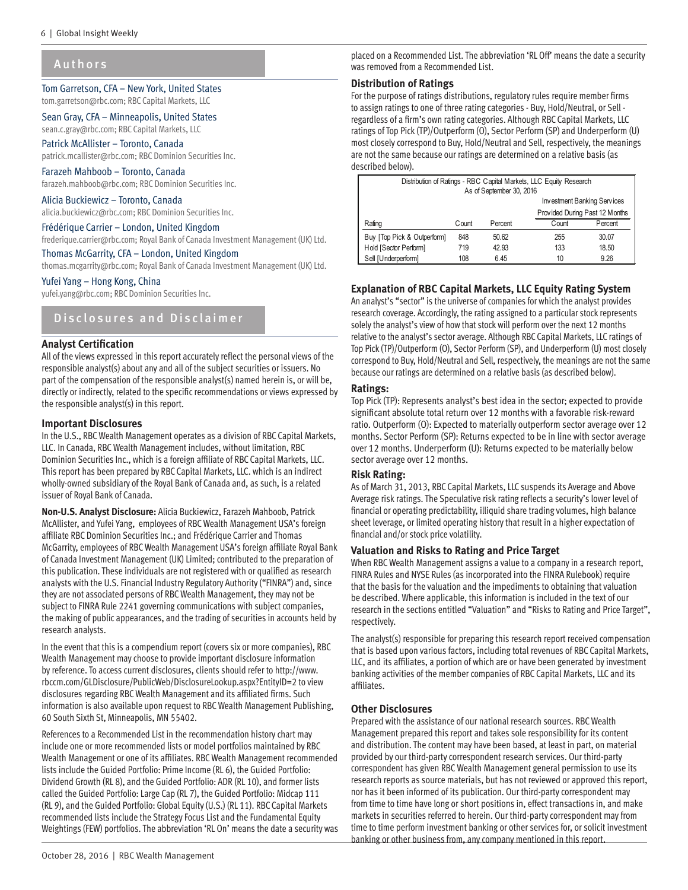## Authors

Tom Garretson, CFA – New York, United States
tom.garretson@rbc.com; RBC Capital Markets, LLC

Sean Gray, CFA – Minneapolis, United States
sean.c.gray@rbc.com; RBC Capital Markets, LLC

Patrick McAllister – Toronto, Canada
patrick.mcallister@rbc.com; RBC Dominion Securities Inc.

Farazeh Mahboob – Toronto, Canada
farazeh.mahboob@rbc.com; RBC Dominion Securities Inc.

Alicia Buckiewicz – Toronto, Canada
alicia.buckiewicz@rbc.com; RBC Dominion Securities Inc.

Frédérique Carrier – London, United Kingdom
frederique.carrier@rbc.com; Royal Bank of Canada Investment Management (UK) Ltd.

Thomas McGarrity, CFA – London, United Kingdom
thomas.mcgarrity@rbc.com; Royal Bank of Canada Investment Management (UK) Ltd.

Yufei Yang – Hong Kong, China
yufei.yang@rbc.com; RBC Dominion Securities Inc.

## Disclosures and Disclaimer

### Analyst Certification

All of the views expressed in this report accurately reflect the personal views of the responsible analyst(s) about any and all of the subject securities or issuers. No part of the compensation of the responsible analyst(s) named herein is, or will be, directly or indirectly, related to the specific recommendations or views expressed by the responsible analyst(s) in this report.

### Important Disclosures

In the U.S., RBC Wealth Management operates as a division of RBC Capital Markets, LLC. In Canada, RBC Wealth Management includes, without limitation, RBC Dominion Securities Inc., which is a foreign affiliate of RBC Capital Markets, LLC. This report has been prepared by RBC Capital Markets, LLC. which is an indirect wholly-owned subsidiary of the Royal Bank of Canada and, as such, is a related issuer of Royal Bank of Canada.

**Non-U.S. Analyst Disclosure:** Alicia Buckiewicz, Farazeh Mahboob, Patrick McAllister, and Yufei Yang, employees of RBC Wealth Management USA's foreign affiliate RBC Dominion Securities Inc.; and Frédérique Carrier and Thomas McGarrity, employees of RBC Wealth Management USA's foreign affiliate Royal Bank of Canada Investment Management (UK) Limited; contributed to the preparation of this publication. These individuals are not registered with or qualified as research analysts with the U.S. Financial Industry Regulatory Authority ("FINRA") and, since they are not associated persons of RBC Wealth Management, they may not be subject to FINRA Rule 2241 governing communications with subject companies, the making of public appearances, and the trading of securities in accounts held by research analysts.

In the event that this is a compendium report (covers six or more companies), RBC Wealth Management may choose to provide important disclosure information by reference. To access current disclosures, clients should refer to http://www.rbccm.com/GLDisclosure/PublicWeb/DisclosureLookup.aspx?EntityID=2 to view disclosures regarding RBC Wealth Management and its affiliated firms. Such information is also available upon request to RBC Wealth Management Publishing, 60 South Sixth St, Minneapolis, MN 55402.

References to a Recommended List in the recommendation history chart may include one or more recommended lists or model portfolios maintained by RBC Wealth Management or one of its affiliates. RBC Wealth Management recommended lists include the Guided Portfolio: Prime Income (RL 6), the Guided Portfolio: Dividend Growth (RL 8), and the Guided Portfolio: ADR (RL 10), and former lists called the Guided Portfolio: Large Cap (RL 7), the Guided Portfolio: Midcap 111 (RL 9), and the Guided Portfolio: Global Equity (U.S.) (RL 11). RBC Capital Markets recommended lists include the Strategy Focus List and the Fundamental Equity Weightings (FEW) portfolios. The abbreviation 'RL On' means the date a security was placed on a Recommended List. The abbreviation 'RL Off' means the date a security was removed from a Recommended List.

### Distribution of Ratings

For the purpose of ratings distributions, regulatory rules require member firms to assign ratings to one of three rating categories - Buy, Hold/Neutral, or Sell - regardless of a firm's own rating categories. Although RBC Capital Markets, LLC ratings of Top Pick (TP)/Outperform (O), Sector Perform (SP) and Underperform (U) most closely correspond to Buy, Hold/Neutral and Sell, respectively, the meanings are not the same because our ratings are determined on a relative basis (as described below).

Distribution of Ratings - RBC Capital Markets, LLC Equity Research
As of September 30, 2016

| | | | Investment Banking Services Provided During Past 12 Months | |
|---|---|---|---|---|
| Rating | Count | Percent | Count | Percent |
| Buy [Top Pick & Outperform] | 848 | 50.62 | 255 | 30.07 |
| Hold [Sector Perform] | 719 | 42.93 | 133 | 18.50 |
| Sell [Underperform] | 108 | 6.45 | 10 | 9.26 |

### Explanation of RBC Capital Markets, LLC Equity Rating System

An analyst's "sector" is the universe of companies for which the analyst provides research coverage. Accordingly, the rating assigned to a particular stock represents solely the analyst's view of how that stock will perform over the next 12 months relative to the analyst's sector average. Although RBC Capital Markets, LLC ratings of Top Pick (TP)/Outperform (O), Sector Perform (SP), and Underperform (U) most closely correspond to Buy, Hold/Neutral and Sell, respectively, the meanings are not the same because our ratings are determined on a relative basis (as described below).

### Ratings:

Top Pick (TP): Represents analyst's best idea in the sector; expected to provide significant absolute total return over 12 months with a favorable risk-reward ratio. Outperform (O): Expected to materially outperform sector average over 12 months. Sector Perform (SP): Returns expected to be in line with sector average over 12 months. Underperform (U): Returns expected to be materially below sector average over 12 months.

### Risk Rating:

As of March 31, 2013, RBC Capital Markets, LLC suspends its Average and Above Average risk ratings. The Speculative risk rating reflects a security's lower level of financial or operating predictability, illiquid share trading volumes, high balance sheet leverage, or limited operating history that result in a higher expectation of financial and/or stock price volatility.

### Valuation and Risks to Rating and Price Target

When RBC Wealth Management assigns a value to a company in a research report, FINRA Rules and NYSE Rules (as incorporated into the FINRA Rulebook) require that the basis for the valuation and the impediments to obtaining that valuation be described. Where applicable, this information is included in the text of our research in the sections entitled "Valuation" and "Risks to Rating and Price Target", respectively.

The analyst(s) responsible for preparing this research report received compensation that is based upon various factors, including total revenues of RBC Capital Markets, LLC, and its affiliates, a portion of which are or have been generated by investment banking activities of the member companies of RBC Capital Markets, LLC and its affiliates.

### Other Disclosures

Prepared with the assistance of our national research sources. RBC Wealth Management prepared this report and takes sole responsibility for its content and distribution. The content may have been based, at least in part, on material provided by our third-party correspondent research services. Our third-party correspondent has given RBC Wealth Management general permission to use its research reports as source materials, but has not reviewed or approved this report, nor has it been informed of its publication. Our third-party correspondent may from time to time have long or short positions in, effect transactions in, and make markets in securities referred to herein. Our third-party correspondent may from time to time perform investment banking or other services for, or solicit investment banking or other business from, any company mentioned in this report.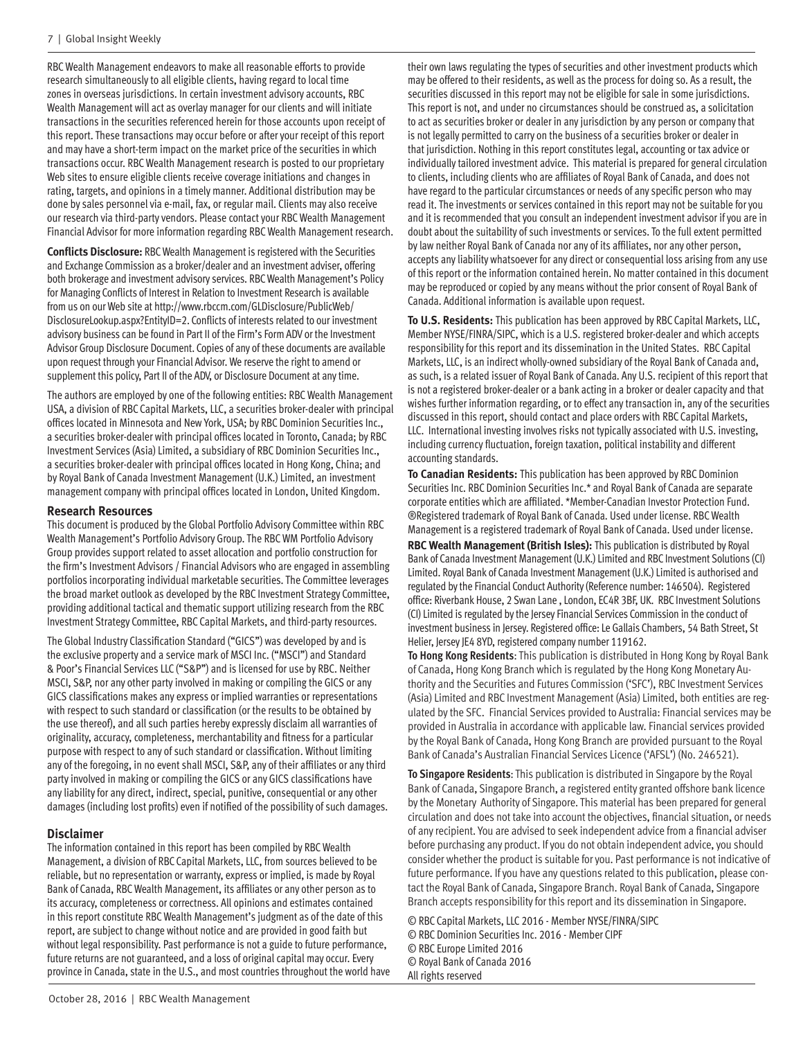RBC Wealth Management endeavors to make all reasonable efforts to provide research simultaneously to all eligible clients, having regard to local time zones in overseas jurisdictions. In certain investment advisory accounts, RBC Wealth Management will act as overlay manager for our clients and will initiate transactions in the securities referenced herein for those accounts upon receipt of this report. These transactions may occur before or after your receipt of this report and may have a short-term impact on the market price of the securities in which transactions occur. RBC Wealth Management research is posted to our proprietary Web sites to ensure eligible clients receive coverage initiations and changes in rating, targets, and opinions in a timely manner. Additional distribution may be done by sales personnel via e-mail, fax, or regular mail. Clients may also receive our research via third-party vendors. Please contact your RBC Wealth Management Financial Advisor for more information regarding RBC Wealth Management research.

**Conflicts Disclosure:** RBC Wealth Management is registered with the Securities and Exchange Commission as a broker/dealer and an investment adviser, offering both brokerage and investment advisory services. RBC Wealth Management's Policy for Managing Conflicts of Interest in Relation to Investment Research is available from us on our Web site at http://www.rbccm.com/GLDisclosure/PublicWeb/DisclosureLookup.aspx?EntityID=2. Conflicts of interests related to our investment advisory business can be found in Part II of the Firm's Form ADV or the Investment Advisor Group Disclosure Document. Copies of any of these documents are available upon request through your Financial Advisor. We reserve the right to amend or supplement this policy, Part II of the ADV, or Disclosure Document at any time.

The authors are employed by one of the following entities: RBC Wealth Management USA, a division of RBC Capital Markets, LLC, a securities broker-dealer with principal offices located in Minnesota and New York, USA; by RBC Dominion Securities Inc., a securities broker-dealer with principal offices located in Toronto, Canada; by RBC Investment Services (Asia) Limited, a subsidiary of RBC Dominion Securities Inc., a securities broker-dealer with principal offices located in Hong Kong, China; and by Royal Bank of Canada Investment Management (U.K.) Limited, an investment management company with principal offices located in London, United Kingdom.

### Research Resources

This document is produced by the Global Portfolio Advisory Committee within RBC Wealth Management's Portfolio Advisory Group. The RBC WM Portfolio Advisory Group provides support related to asset allocation and portfolio construction for the firm's Investment Advisors / Financial Advisors who are engaged in assembling portfolios incorporating individual marketable securities. The Committee leverages the broad market outlook as developed by the RBC Investment Strategy Committee, providing additional tactical and thematic support utilizing research from the RBC Investment Strategy Committee, RBC Capital Markets, and third-party resources.

The Global Industry Classification Standard ("GICS") was developed by and is the exclusive property and a service mark of MSCI Inc. ("MSCI") and Standard & Poor's Financial Services LLC ("S&P") and is licensed for use by RBC. Neither MSCI, S&P, nor any other party involved in making or compiling the GICS or any GICS classifications makes any express or implied warranties or representations with respect to such standard or classification (or the results to be obtained by the use thereof), and all such parties hereby expressly disclaim all warranties of originality, accuracy, completeness, merchantability and fitness for a particular purpose with respect to any of such standard or classification. Without limiting any of the foregoing, in no event shall MSCI, S&P, any of their affiliates or any third party involved in making or compiling the GICS or any GICS classifications have any liability for any direct, indirect, special, punitive, consequential or any other damages (including lost profits) even if notified of the possibility of such damages.

### Disclaimer

The information contained in this report has been compiled by RBC Wealth Management, a division of RBC Capital Markets, LLC, from sources believed to be reliable, but no representation or warranty, express or implied, is made by Royal Bank of Canada, RBC Wealth Management, its affiliates or any other person as to its accuracy, completeness or correctness. All opinions and estimates contained in this report constitute RBC Wealth Management's judgment as of the date of this report, are subject to change without notice and are provided in good faith but without legal responsibility. Past performance is not a guide to future performance, future returns are not guaranteed, and a loss of original capital may occur. Every province in Canada, state in the U.S., and most countries throughout the world have their own laws regulating the types of securities and other investment products which may be offered to their residents, as well as the process for doing so. As a result, the securities discussed in this report may not be eligible for sale in some jurisdictions. This report is not, and under no circumstances should be construed as, a solicitation to act as securities broker or dealer in any jurisdiction by any person or company that is not legally permitted to carry on the business of a securities broker or dealer in that jurisdiction. Nothing in this report constitutes legal, accounting or tax advice or individually tailored investment advice. This material is prepared for general circulation to clients, including clients who are affiliates of Royal Bank of Canada, and does not have regard to the particular circumstances or needs of any specific person who may read it. The investments or services contained in this report may not be suitable for you and it is recommended that you consult an independent investment advisor if you are in doubt about the suitability of such investments or services. To the full extent permitted by law neither Royal Bank of Canada nor any of its affiliates, nor any other person, accepts any liability whatsoever for any direct or consequential loss arising from any use of this report or the information contained herein. No matter contained in this document may be reproduced or copied by any means without the prior consent of Royal Bank of Canada. Additional information is available upon request.

**To U.S. Residents:** This publication has been approved by RBC Capital Markets, LLC, Member NYSE/FINRA/SIPC, which is a U.S. registered broker-dealer and which accepts responsibility for this report and its dissemination in the United States. RBC Capital Markets, LLC, is an indirect wholly-owned subsidiary of the Royal Bank of Canada and, as such, is a related issuer of Royal Bank of Canada. Any U.S. recipient of this report that is not a registered broker-dealer or a bank acting in a broker or dealer capacity and that wishes further information regarding, or to effect any transaction in, any of the securities discussed in this report, should contact and place orders with RBC Capital Markets, LLC. International investing involves risks not typically associated with U.S. investing, including currency fluctuation, foreign taxation, political instability and different accounting standards.

**To Canadian Residents:** This publication has been approved by RBC Dominion Securities Inc. RBC Dominion Securities Inc.* and Royal Bank of Canada are separate corporate entities which are affiliated. *Member-Canadian Investor Protection Fund. ®Registered trademark of Royal Bank of Canada. Used under license. RBC Wealth Management is a registered trademark of Royal Bank of Canada. Used under license.

**RBC Wealth Management (British Isles):** This publication is distributed by Royal Bank of Canada Investment Management (U.K.) Limited and RBC Investment Solutions (CI) Limited. Royal Bank of Canada Investment Management (U.K.) Limited is authorised and regulated by the Financial Conduct Authority (Reference number: 146504). Registered office: Riverbank House, 2 Swan Lane , London, EC4R 3BF, UK. RBC Investment Solutions (CI) Limited is regulated by the Jersey Financial Services Commission in the conduct of investment business in Jersey. Registered office: Le Gallais Chambers, 54 Bath Street, St Helier, Jersey JE4 8YD, registered company number 119162.

**To Hong Kong Residents**: This publication is distributed in Hong Kong by Royal Bank of Canada, Hong Kong Branch which is regulated by the Hong Kong Monetary Authority and the Securities and Futures Commission ('SFC'), RBC Investment Services (Asia) Limited and RBC Investment Management (Asia) Limited, both entities are regulated by the SFC. Financial Services provided to Australia: Financial services may be provided in Australia in accordance with applicable law. Financial services provided by the Royal Bank of Canada, Hong Kong Branch are provided pursuant to the Royal Bank of Canada's Australian Financial Services Licence ('AFSL') (No. 246521).

**To Singapore Residents**: This publication is distributed in Singapore by the Royal Bank of Canada, Singapore Branch, a registered entity granted offshore bank licence by the Monetary Authority of Singapore. This material has been prepared for general circulation and does not take into account the objectives, financial situation, or needs of any recipient. You are advised to seek independent advice from a financial adviser before purchasing any product. If you do not obtain independent advice, you should consider whether the product is suitable for you. Past performance is not indicative of future performance. If you have any questions related to this publication, please contact the Royal Bank of Canada, Singapore Branch. Royal Bank of Canada, Singapore Branch accepts responsibility for this report and its dissemination in Singapore.

© RBC Capital Markets, LLC 2016 - Member NYSE/FINRA/SIPC
© RBC Dominion Securities Inc. 2016 - Member CIPF
© RBC Europe Limited 2016
© Royal Bank of Canada 2016
All rights reserved